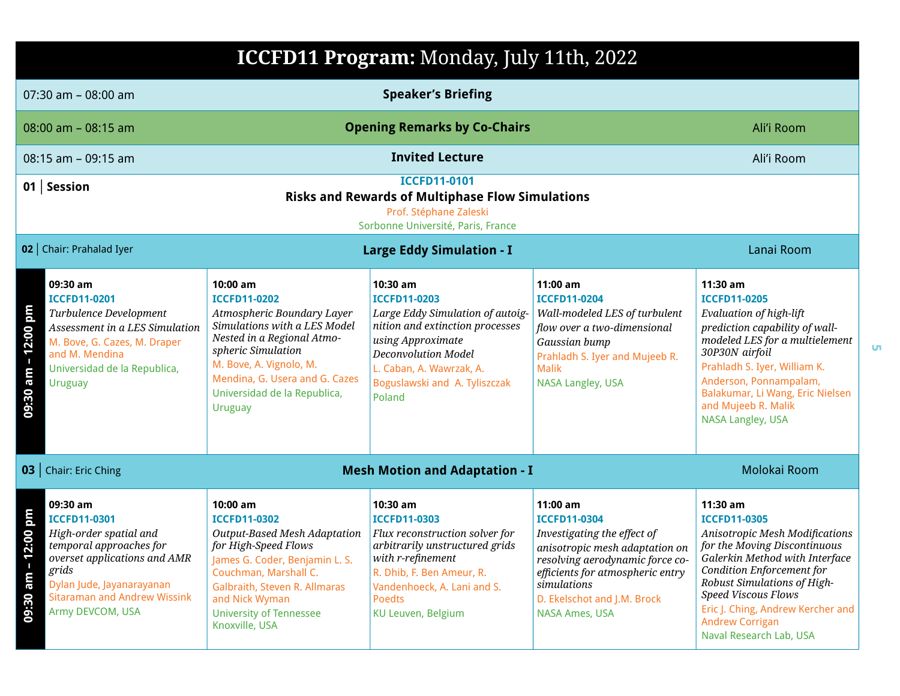# ICCFD11 Program: Monday, July 11th, 2022

| Time | Event | Room |
|---|---|---|
| 07:30 am – 08:00 am | **Speaker's Briefing** | |
| 08:00 am – 08:15 am | **Opening Remarks by Co-Chairs** | Ali'i Room |
| 08:15 am – 09:15 am | **Invited Lecture** | Ali'i Room |

**01 | Session**

ICCFD11-0101
**Risks and Rewards of Multiphase Flow Simulations**
Prof. Stéphane Zaleski
Sorbonne Université, Paris, France

## 02 | Chair: Prahalad Iyer — Large Eddy Simulation - I — Lanai Room

**09:30 am – 12:00 pm**

| 09:30 am | 10:00 am | 10:30 am | 11:00 am | 11:30 am |
|---|---|---|---|---|
| ICCFD11-0201 | ICCFD11-0202 | ICCFD11-0203 | ICCFD11-0204 | ICCFD11-0205 |
| *Turbulence Development Assessment in a LES Simulation* | *Atmospheric Boundary Layer Simulations with a LES Model Nested in a Regional Atmospheric Simulation* | *Large Eddy Simulation of autoignition and extinction processes using Approximate Deconvolution Model* | *Wall-modeled LES of turbulent flow over a two-dimensional Gaussian bump* | *Evaluation of high-lift prediction capability of wall-modeled LES for a multielement 30P30N airfoil* |
| M. Bove, G. Cazes, M. Draper and M. Mendina | M. Bove, A. Vignolo, M. Mendina, G. Usera and G. Cazes | L. Caban, A. Wawrzak, A. Boguslawski and A. Tyliszczak | Prahladh S. Iyer and Mujeeb R. Malik | Prahladh S. Iyer, William K. Anderson, Ponnampalam, Balakumar, Li Wang, Eric Nielsen and Mujeeb R. Malik |
| Universidad de la Republica, Uruguay | Universidad de la Republica, Uruguay | Poland | NASA Langley, USA | NASA Langley, USA |

## 03 | Chair: Eric Ching — Mesh Motion and Adaptation - I — Molokai Room

**09:30 am – 12:00 pm**

| 09:30 am | 10:00 am | 10:30 am | 11:00 am | 11:30 am |
|---|---|---|---|---|
| ICCFD11-0301 | ICCFD11-0302 | ICCFD11-0303 | ICCFD11-0304 | ICCFD11-0305 |
| *High-order spatial and temporal approaches for overset applications and AMR grids* | *Output-Based Mesh Adaptation for High-Speed Flows* | *Flux reconstruction solver for arbitrarily unstructured grids with r-refinement* | *Investigating the effect of anisotropic mesh adaptation on resolving aerodynamic force coefficients for atmospheric entry simulations* | *Anisotropic Mesh Modifications for the Moving Discontinuous Galerkin Method with Interface Condition Enforcement for Robust Simulations of High-Speed Viscous Flows* |
| Dylan Jude, Jayanarayanan Sitaraman and Andrew Wissink | James G. Coder, Benjamin L. S. Couchman, Marshall C. Galbraith, Steven R. Allmaras and Nick Wyman | R. Dhib, F. Ben Ameur, R. Vandenhoeck, A. Lani and S. Poedts | D. Ekelschot and J.M. Brock | Eric J. Ching, Andrew Kercher and Andrew Corrigan |
| Army DEVCOM, USA | University of Tennessee Knoxville, USA | KU Leuven, Belgium | NASA Ames, USA | Naval Research Lab, USA |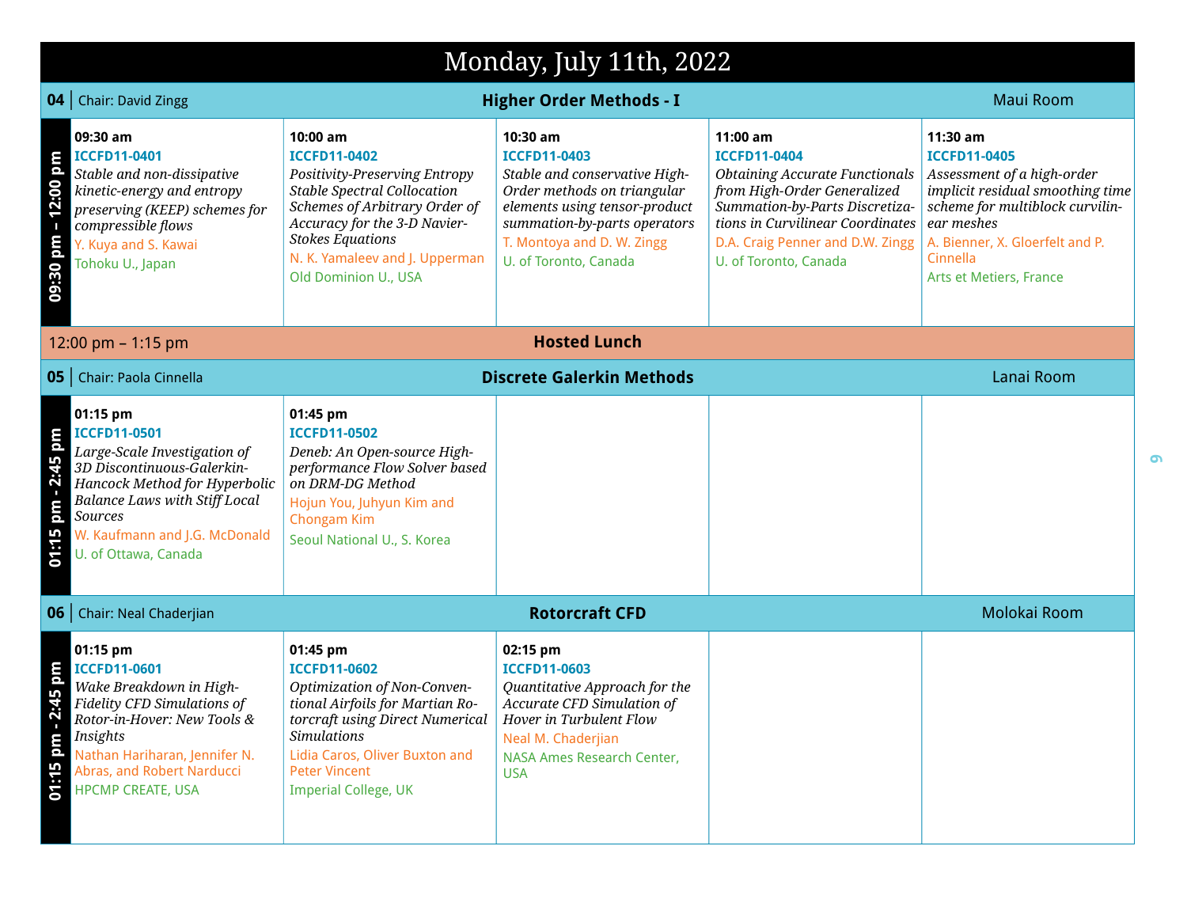# Monday, July 11th, 2022

## 04 | Chair: David Zingg — Higher Order Methods - I — Maui Room

**09:30 pm – 12:00 pm**

| 09:30 am | 10:00 am | 10:30 am | 11:00 am | 11:30 am |
|---|---|---|---|---|
| ICCFD11-0401 | ICCFD11-0402 | ICCFD11-0403 | ICCFD11-0404 | ICCFD11-0405 |
| *Stable and non-dissipative kinetic-energy and entropy preserving (KEEP) schemes for compressible flows* | *Positivity-Preserving Entropy Stable Spectral Collocation Schemes of Arbitrary Order of Accuracy for the 3-D Navier-Stokes Equations* | *Stable and conservative High-Order methods on triangular elements using tensor-product summation-by-parts operators* | *Obtaining Accurate Functionals from High-Order Generalized Summation-by-Parts Discretizations in Curvilinear Coordinates* | *Assessment of a high-order implicit residual smoothing time scheme for multiblock curvilinear meshes* |
| Y. Kuya and S. Kawai | N. K. Yamaleev and J. Upperman | T. Montoya and D. W. Zingg | D.A. Craig Penner and D.W. Zingg | A. Bienner, X. Gloerfelt and P. Cinnella |
| Tohoku U., Japan | Old Dominion U., USA | U. of Toronto, Canada | U. of Toronto, Canada | Arts et Metiers, France |

**12:00 pm – 1:15 pm — Hosted Lunch**

## 05 | Chair: Paola Cinnella — Discrete Galerkin Methods — Lanai Room

**01:15 pm - 2:45 pm**

| 01:15 pm | 01:45 pm |
|---|---|
| ICCFD11-0501 | ICCFD11-0502 |
| *Large-Scale Investigation of 3D Discontinuous-Galerkin-Hancock Method for Hyperbolic Balance Laws with Stiff Local Sources* | *Deneb: An Open-source High-performance Flow Solver based on DRM-DG Method* |
| W. Kaufmann and J.G. McDonald | Hojun You, Juhyun Kim and Chongam Kim |
| U. of Ottawa, Canada | Seoul National U., S. Korea |

## 06 | Chair: Neal Chaderjian — Rotorcraft CFD — Molokai Room

**01:15 pm - 2:45 pm**

| 01:15 pm | 01:45 pm | 02:15 pm |
|---|---|---|
| ICCFD11-0601 | ICCFD11-0602 | ICCFD11-0603 |
| *Wake Breakdown in High-Fidelity CFD Simulations of Rotor-in-Hover: New Tools & Insights* | *Optimization of Non-Conventional Airfoils for Martian Rotorcraft using Direct Numerical Simulations* | *Quantitative Approach for the Accurate CFD Simulation of Hover in Turbulent Flow* |
| Nathan Hariharan, Jennifer N. Abras, and Robert Narducci | Lidia Caros, Oliver Buxton and Peter Vincent | Neal M. Chaderjian |
| HPCMP CREATE, USA | Imperial College, UK | NASA Ames Research Center, USA |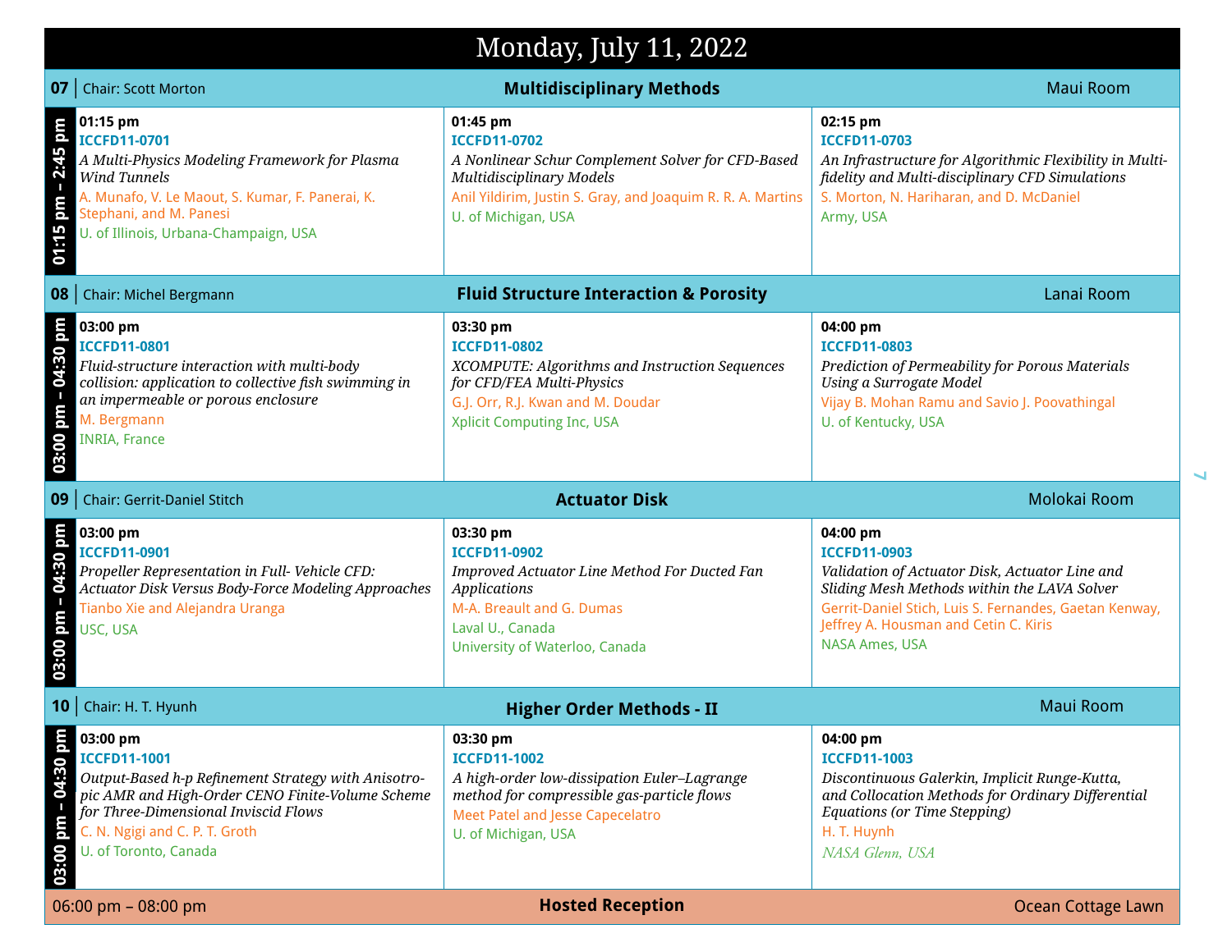# Monday, July 11, 2022

## 07 | Chair: Scott Morton — Multidisciplinary Methods — Maui Room

**01:15 pm – 2:45 pm**

| 01:15 pm | 01:45 pm | 02:15 pm |
|---|---|---|
| **ICCFD11-0701** | **ICCFD11-0702** | **ICCFD11-0703** |
| *A Multi-Physics Modeling Framework for Plasma Wind Tunnels* | *A Nonlinear Schur Complement Solver for CFD-Based Multidisciplinary Models* | *An Infrastructure for Algorithmic Flexibility in Multi-fidelity and Multi-disciplinary CFD Simulations* |
| A. Munafo, V. Le Maout, S. Kumar, F. Panerai, K. Stephani, and M. Panesi | Anil Yildirim, Justin S. Gray, and Joaquim R. R. A. Martins | S. Morton, N. Hariharan, and D. McDaniel |
| U. of Illinois, Urbana-Champaign, USA | U. of Michigan, USA | Army, USA |

## 08 | Chair: Michel Bergmann — Fluid Structure Interaction & Porosity — Lanai Room

**03:00 pm – 04:30 pm**

| 03:00 pm | 03:30 pm | 04:00 pm |
|---|---|---|
| **ICCFD11-0801** | **ICCFD11-0802** | **ICCFD11-0803** |
| *Fluid-structure interaction with multi-body collision: application to collective fish swimming in an impermeable or porous enclosure* | *XCOMPUTE: Algorithms and Instruction Sequences for CFD/FEA Multi-Physics* | *Prediction of Permeability for Porous Materials Using a Surrogate Model* |
| M. Bergmann | G.J. Orr, R.J. Kwan and M. Doudar | Vijay B. Mohan Ramu and Savio J. Poovathingal |
| INRIA, France | Xplicit Computing Inc, USA | U. of Kentucky, USA |

## 09 | Chair: Gerrit-Daniel Stitch — Actuator Disk — Molokai Room

**03:00 pm – 04:30 pm**

| 03:00 pm | 03:30 pm | 04:00 pm |
|---|---|---|
| **ICCFD11-0901** | **ICCFD11-0902** | **ICCFD11-0903** |
| *Propeller Representation in Full- Vehicle CFD: Actuator Disk Versus Body-Force Modeling Approaches* | *Improved Actuator Line Method For Ducted Fan Applications* | *Validation of Actuator Disk, Actuator Line and Sliding Mesh Methods within the LAVA Solver* |
| Tianbo Xie and Alejandra Uranga | M-A. Breault and G. Dumas | Gerrit-Daniel Stich, Luis S. Fernandes, Gaetan Kenway, Jeffrey A. Housman and Cetin C. Kiris |
| USC, USA | Laval U., Canada; University of Waterloo, Canada | NASA Ames, USA |

## 10 | Chair: H. T. Hyunh — Higher Order Methods - II — Maui Room

**03:00 pm – 04:30 pm**

| 03:00 pm | 03:30 pm | 04:00 pm |
|---|---|---|
| **ICCFD11-1001** | **ICCFD11-1002** | **ICCFD11-1003** |
| *Output-Based h-p Refinement Strategy with Anisotropic AMR and High-Order CENO Finite-Volume Scheme for Three-Dimensional Inviscid Flows* | *A high-order low-dissipation Euler–Lagrange method for compressible gas-particle flows* | *Discontinuous Galerkin, Implicit Runge-Kutta, and Collocation Methods for Ordinary Differential Equations (or Time Stepping)* |
| C. N. Ngigi and C. P. T. Groth | Meet Patel and Jesse Capecelatro | H. T. Huynh |
| U. of Toronto, Canada | U. of Michigan, USA | *NASA Glenn, USA* |

**06:00 pm – 08:00 pm — Hosted Reception — Ocean Cottage Lawn**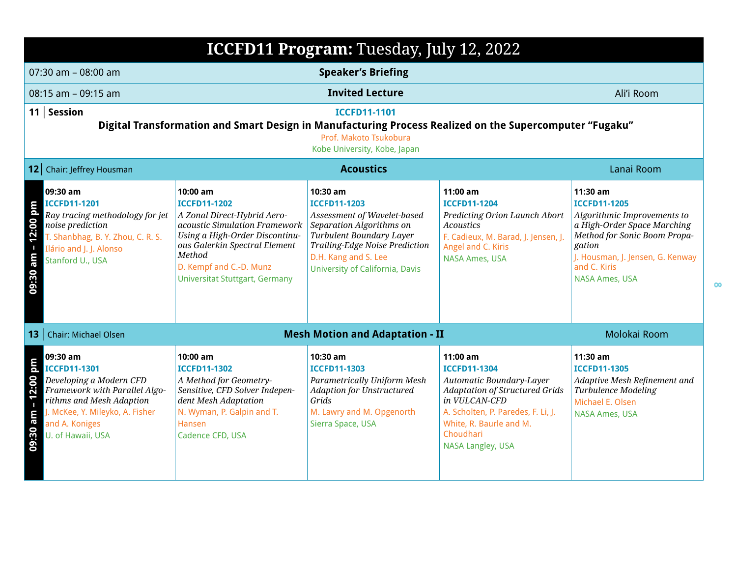# ICCFD11 Program: Tuesday, July 12, 2022

| Time | Event | Room |
|---|---|---|
| 07:30 am – 08:00 am | **Speaker's Briefing** | |
| 08:15 am – 09:15 am | **Invited Lecture** | Ali'i Room |

**11 | Session**

ICCFD11-1101

**Digital Transformation and Smart Design in Manufacturing Process Realized on the Supercomputer "Fugaku"**

Prof. Makoto Tsukobura

Kobe University, Kobe, Japan

## 12 | Chair: Jeffrey Housman — Acoustics — Lanai Room

**09:30 am – 12:00 pm**

| 09:30 am | 10:00 am | 10:30 am | 11:00 am | 11:30 am |
|---|---|---|---|---|
| ICCFD11-1201 | ICCFD11-1202 | ICCFD11-1203 | ICCFD11-1204 | ICCFD11-1205 |
| *Ray tracing methodology for jet noise prediction* | *A Zonal Direct-Hybrid Aero-acoustic Simulation Framework Using a High-Order Discontinuous Galerkin Spectral Element Method* | *Assessment of Wavelet-based Separation Algorithms on Turbulent Boundary Layer Trailing-Edge Noise Prediction* | *Predicting Orion Launch Abort Acoustics* | *Algorithmic Improvements to a High-Order Space Marching Method for Sonic Boom Propagation* |
| T. Shanbhag, B. Y. Zhou, C. R. S. Ilário and J. J. Alonso | D. Kempf and C.-D. Munz | D.H. Kang and S. Lee | F. Cadieux, M. Barad, J. Jensen, J. Angel and C. Kiris | J. Housman, J. Jensen, G. Kenway and C. Kiris |
| Stanford U., USA | Universitat Stuttgart, Germany | University of California, Davis | NASA Ames, USA | NASA Ames, USA |

## 13 | Chair: Michael Olsen — Mesh Motion and Adaptation - II — Molokai Room

**09:30 am – 12:00 pm**

| 09:30 am | 10:00 am | 10:30 am | 11:00 am | 11:30 am |
|---|---|---|---|---|
| ICCFD11-1301 | ICCFD11-1302 | ICCFD11-1303 | ICCFD11-1304 | ICCFD11-1305 |
| *Developing a Modern CFD Framework with Parallel Algorithms and Mesh Adaption* | *A Method for Geometry-Sensitive, CFD Solver Independent Mesh Adaptation* | *Parametrically Uniform Mesh Adaption for Unstructured Grids* | *Automatic Boundary-Layer Adaptation of Structured Grids in VULCAN-CFD* | *Adaptive Mesh Refinement and Turbulence Modeling* |
| J. McKee, Y. Mileyko, A. Fisher and A. Koniges | N. Wyman, P. Galpin and T. Hansen | M. Lawry and M. Opgenorth | A. Scholten, P. Paredes, F. Li, J. White, R. Baurle and M. Choudhari | Michael E. Olsen |
| U. of Hawaii, USA | Cadence CFD, USA | Sierra Space, USA | NASA Langley, USA | NASA Ames, USA |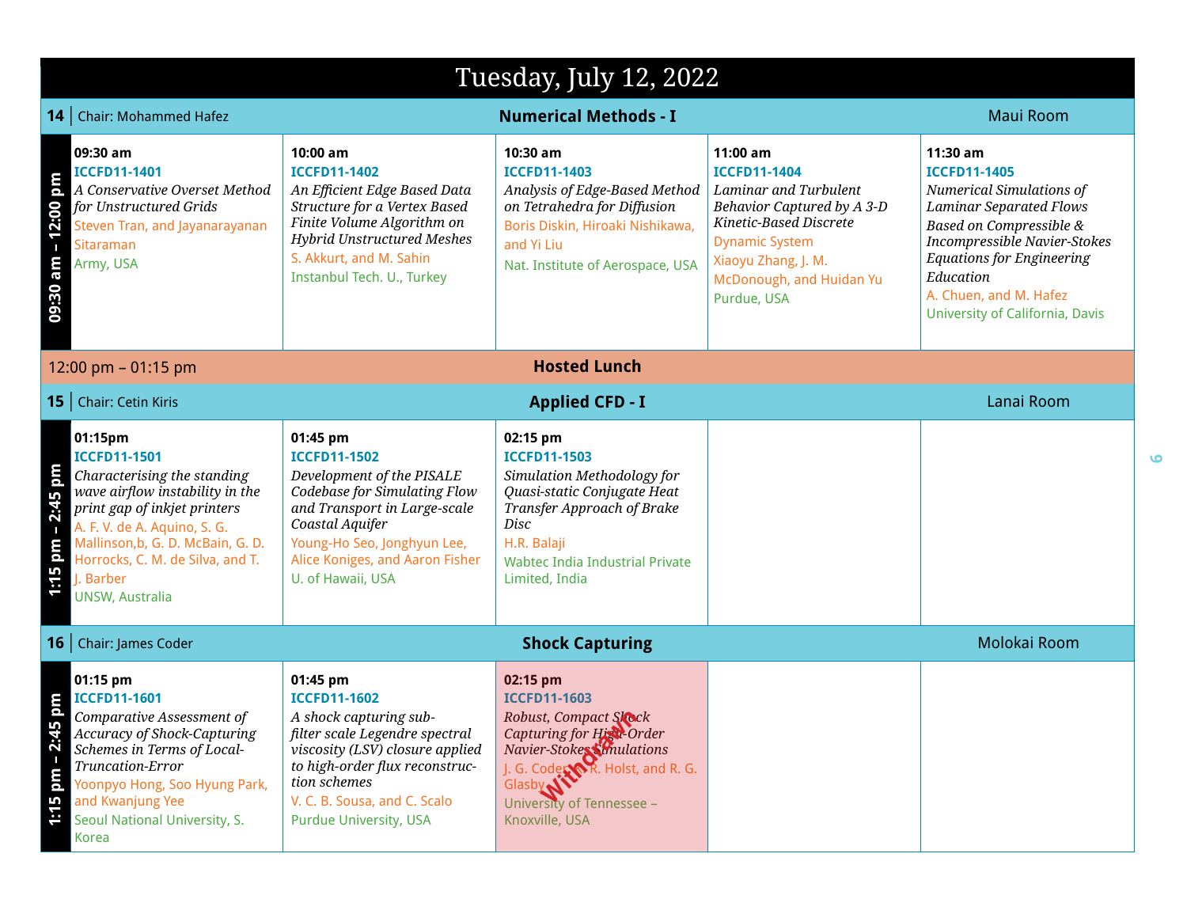# Tuesday, July 12, 2022

## 14 | Chair: Mohammed Hafez — Numerical Methods - I — Maui Room

**09:30 am – 12:00 pm**

| 09:30 am | 10:00 am | 10:30 am | 11:00 am | 11:30 am |
|---|---|---|---|---|
| **ICCFD11-1401**<br>*A Conservative Overset Method for Unstructured Grids*<br>Steven Tran, and Jayanarayanan Sitaraman<br>Army, USA | **ICCFD11-1402**<br>*An Efficient Edge Based Data Structure for a Vertex Based Finite Volume Algorithm on Hybrid Unstructured Meshes*<br>S. Akkurt, and M. Sahin<br>Instanbul Tech. U., Turkey | **ICCFD11-1403**<br>*Analysis of Edge-Based Method on Tetrahedra for Diffusion*<br>Boris Diskin, Hiroaki Nishikawa, and Yi Liu<br>Nat. Institute of Aerospace, USA | **ICCFD11-1404**<br>*Laminar and Turbulent Behavior Captured by A 3-D Kinetic-Based Discrete Dynamic System*<br>Xiaoyu Zhang, J. M. McDonough, and Huidan Yu<br>Purdue, USA | **ICCFD11-1405**<br>*Numerical Simulations of Laminar Separated Flows Based on Compressible & Incompressible Navier-Stokes Equations for Engineering Education*<br>A. Chuen, and M. Hafez<br>University of California, Davis |

**12:00 pm – 01:15 pm — Hosted Lunch**

## 15 | Chair: Cetin Kiris — Applied CFD - I — Lanai Room

**1:15 pm – 2:45 pm**

| 01:15pm | 01:45 pm | 02:15 pm | | |
|---|---|---|---|---|
| **ICCFD11-1501**<br>*Characterising the standing wave airflow instability in the print gap of inkjet printers*<br>A. F. V. de A. Aquino, S. G. Mallinson,b, G. D. McBain, G. D. Horrocks, C. M. de Silva, and T. J. Barber<br>UNSW, Australia | **ICCFD11-1502**<br>*Development of the PISALE Codebase for Simulating Flow and Transport in Large-scale Coastal Aquifer*<br>Young-Ho Seo, Jonghyun Lee, Alice Koniges, and Aaron Fisher<br>U. of Hawaii, USA | **ICCFD11-1503**<br>*Simulation Methodology for Quasi-static Conjugate Heat Transfer Approach of Brake Disc*<br>H.R. Balaji<br>Wabtec India Industrial Private Limited, India | | |

## 16 | Chair: James Coder — Shock Capturing — Molokai Room

**1:15 pm – 2:45 pm**

| 01:15 pm | 01:45 pm | 02:15 pm | | |
|---|---|---|---|---|
| **ICCFD11-1601**<br>*Comparative Assessment of Accuracy of Shock-Capturing Schemes in Terms of Local-Truncation-Error*<br>Yoonpyo Hong, Soo Hyung Park, and Kwanjung Yee<br>Seoul National University, S. Korea | **ICCFD11-1602**<br>*A shock capturing sub-filter scale Legendre spectral viscosity (LSV) closure applied to high-order flux reconstruction schemes*<br>V. C. B. Sousa, and C. Scalo<br>Purdue University, USA | **ICCFD11-1603** (Withdrawn)<br>*Robust, Compact Shock Capturing for High-Order Navier-Stokes Simulations*<br>J. G. Coder, R. Holst, and R. G. Glasby<br>University of Tennessee – Knoxville, USA | | |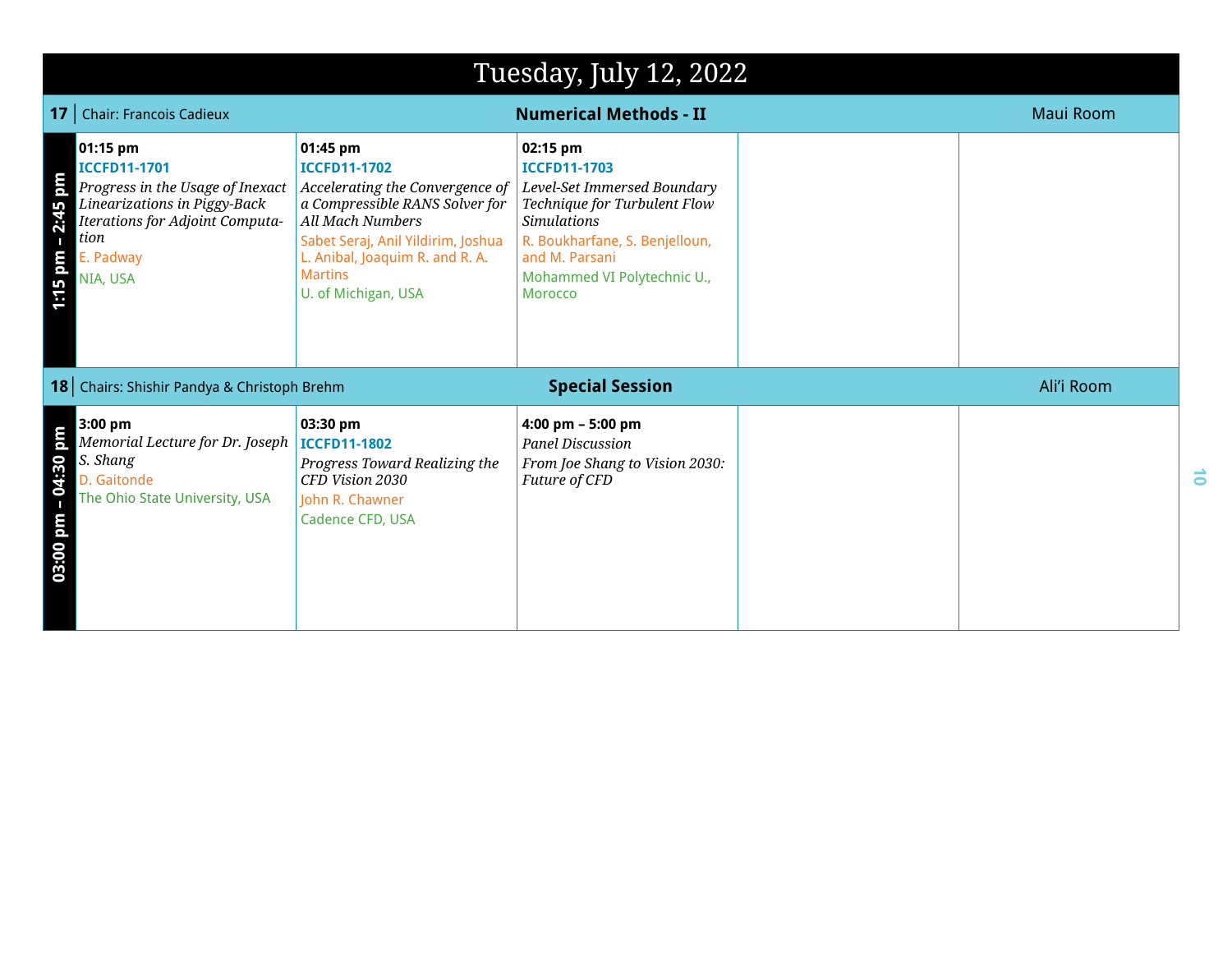# Tuesday, July 12, 2022

## 17 | Chair: Francois Cadieux — Numerical Methods - II — Maui Room

**1:15 pm – 2:45 pm**

| 01:15 pm | 01:45 pm | 02:15 pm | | |
|---|---|---|---|---|
| **ICCFD11-1701**<br>*Progress in the Usage of Inexact Linearizations in Piggy-Back Iterations for Adjoint Computation*<br>E. Padway<br>NIA, USA | **ICCFD11-1702**<br>*Accelerating the Convergence of a Compressible RANS Solver for All Mach Numbers*<br>Sabet Seraj, Anil Yildirim, Joshua L. Anibal, Joaquim R. and R. A. Martins<br>U. of Michigan, USA | **ICCFD11-1703**<br>*Level-Set Immersed Boundary Technique for Turbulent Flow Simulations*<br>R. Boukharfane, S. Benjelloun, and M. Parsani<br>Mohammed VI Polytechnic U., Morocco | | |

## 18 | Chairs: Shishir Pandya & Christoph Brehm — Special Session — Ali'i Room

**03:00 pm – 04:30 pm**

| 3:00 pm | 03:30 pm | 4:00 pm – 5:00 pm | | |
|---|---|---|---|---|
| *Memorial Lecture for Dr. Joseph S. Shang*<br>D. Gaitonde<br>The Ohio State University, USA | **ICCFD11-1802**<br>*Progress Toward Realizing the CFD Vision 2030*<br>John R. Chawner<br>Cadence CFD, USA | *Panel Discussion*<br>*From Joe Shang to Vision 2030: Future of CFD* | | |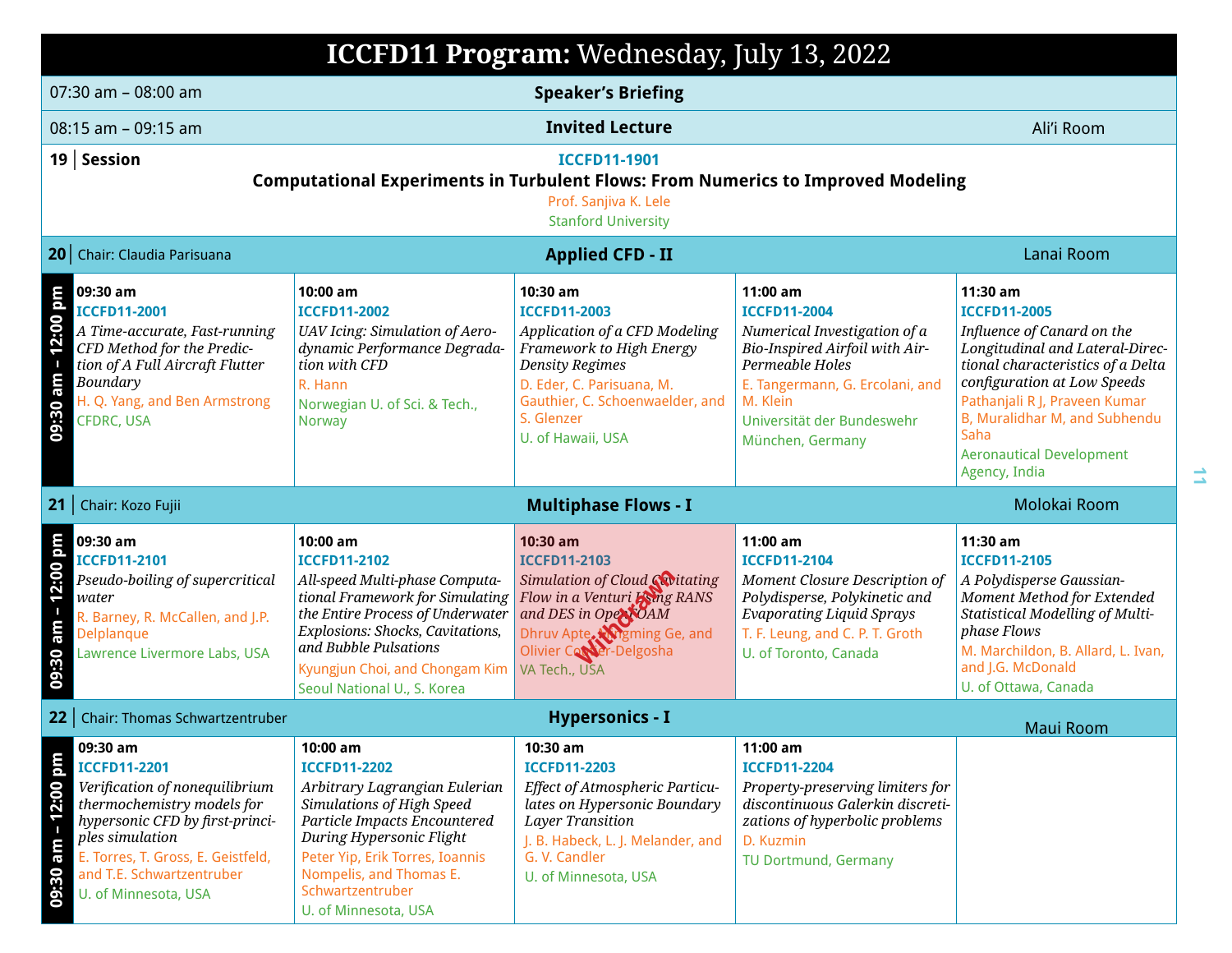# ICCFD11 Program: Wednesday, July 13, 2022

**07:30 am – 08:00 am** — **Speaker's Briefing**

**08:15 am – 09:15 am** — **Invited Lecture** — Ali'i Room

## 19 | Session

ICCFD11-1901

**Computational Experiments in Turbulent Flows: From Numerics to Improved Modeling**

Prof. Sanjiva K. Lele

Stanford University

## 20 | Chair: Claudia Parisuana — Applied CFD - II — Lanai Room

**09:30 am – 12:00 pm**

| 09:30 am | 10:00 am | 10:30 am | 11:00 am | 11:30 am |
|---|---|---|---|---|
| ICCFD11-2001 | ICCFD11-2002 | ICCFD11-2003 | ICCFD11-2004 | ICCFD11-2005 |
| *A Time-accurate, Fast-running CFD Method for the Prediction of A Full Aircraft Flutter Boundary* | *UAV Icing: Simulation of Aerodynamic Performance Degradation with CFD* | *Application of a CFD Modeling Framework to High Energy Density Regimes* | *Numerical Investigation of a Bio-Inspired Airfoil with Air-Permeable Holes* | *Influence of Canard on the Longitudinal and Lateral-Directional characteristics of a Delta configuration at Low Speeds* |
| H. Q. Yang, and Ben Armstrong | R. Hann | D. Eder, C. Parisuana, M. Gauthier, C. Schoenwaelder, and S. Glenzer | E. Tangermann, G. Ercolani, and M. Klein | Pathanjali R J, Praveen Kumar B, Muralidhar M, and Subhendu Saha |
| CFDRC, USA | Norwegian U. of Sci. & Tech., Norway | U. of Hawaii, USA | Universität der Bundeswehr München, Germany | Aeronautical Development Agency, India |

## 21 | Chair: Kozo Fujii — Multiphase Flows - I — Molokai Room

**09:30 am – 12:00 pm**

| 09:30 am | 10:00 am | 10:30 am (Withdrawn) | 11:00 am | 11:30 am |
|---|---|---|---|---|
| ICCFD11-2101 | ICCFD11-2102 | ICCFD11-2103 | ICCFD11-2104 | ICCFD11-2105 |
| *Pseudo-boiling of supercritical water* | *All-speed Multi-phase Computational Framework for Simulating the Entire Process of Underwater Explosions: Shocks, Cavitations, and Bubble Pulsations* | *Simulation of Cloud Cavitating Flow in a Venturi Using RANS and DES in OpenFOAM* | *Moment Closure Description of Polydisperse, Polykinetic and Evaporating Liquid Sprays* | *A Polydisperse Gaussian-Moment Method for Extended Statistical Modelling of Multiphase Flows* |
| R. Barney, R. McCallen, and J.P. Delplanque | Kyungjun Choi, and Chongam Kim | Dhruv Apte, Mingming Ge, and Olivier Coutier-Delgosha | T. F. Leung, and C. P. T. Groth | M. Marchildon, B. Allard, L. Ivan, and J.G. McDonald |
| Lawrence Livermore Labs, USA | Seoul National U., S. Korea | VA Tech., USA | U. of Toronto, Canada | U. of Ottawa, Canada |

## 22 | Chair: Thomas Schwartzentruber — Hypersonics - I — Maui Room

**09:30 am – 12:00 pm**

| 09:30 am | 10:00 am | 10:30 am | 11:00 am | |
|---|---|---|---|---|
| ICCFD11-2201 | ICCFD11-2202 | ICCFD11-2203 | ICCFD11-2204 | |
| *Verification of nonequilibrium thermochemistry models for hypersonic CFD by first-principles simulation* | *Arbitrary Lagrangian Eulerian Simulations of High Speed Particle Impacts Encountered During Hypersonic Flight* | *Effect of Atmospheric Particulates on Hypersonic Boundary Layer Transition* | *Property-preserving limiters for discontinuous Galerkin discretizations of hyperbolic problems* | |
| E. Torres, T. Gross, E. Geistfeld, and T.E. Schwartzentruber | Peter Yip, Erik Torres, Ioannis Nompelis, and Thomas E. Schwartzentruber | J. B. Habeck, L. J. Melander, and G. V. Candler | D. Kuzmin | |
| U. of Minnesota, USA | U. of Minnesota, USA | U. of Minnesota, USA | TU Dortmund, Germany | |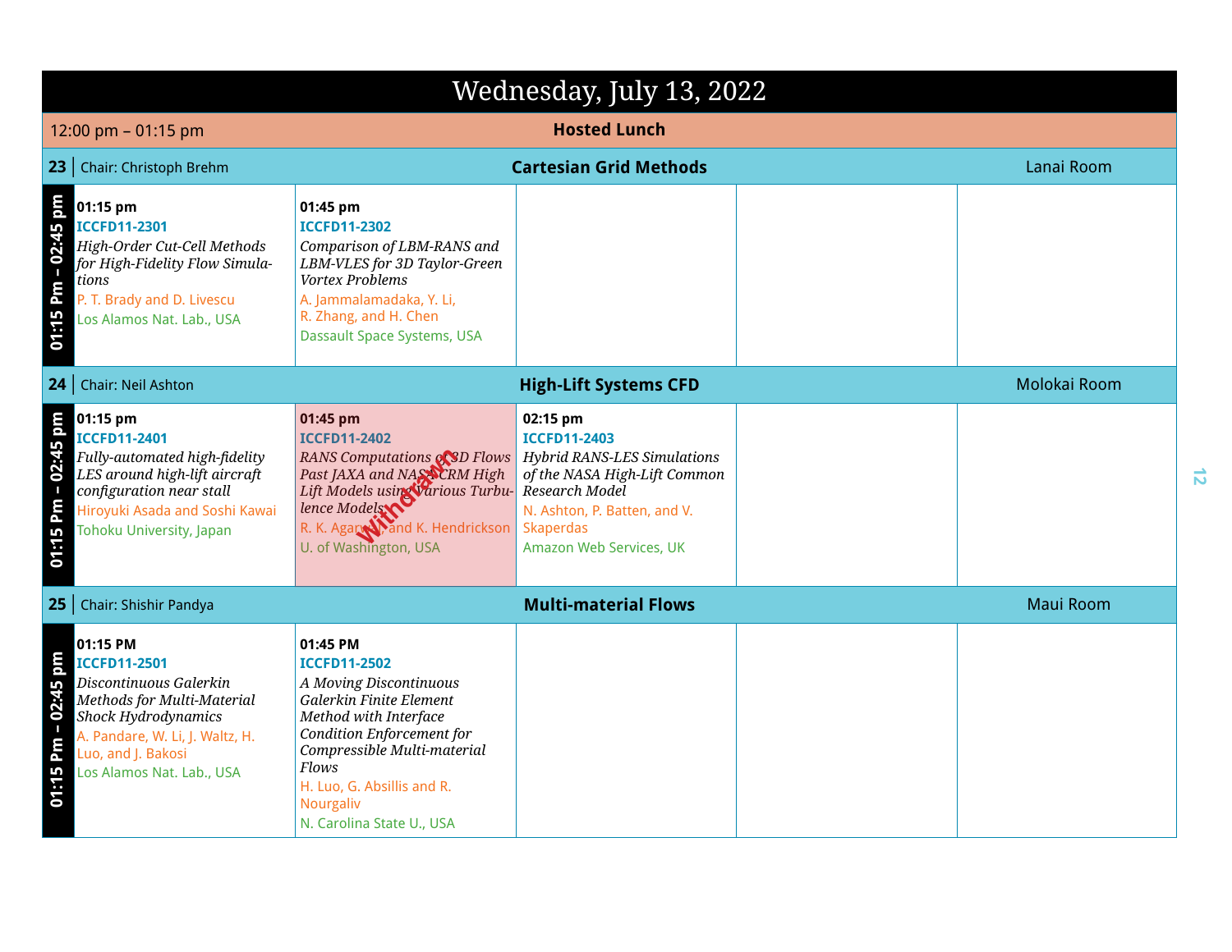# Wednesday, July 13, 2022

**12:00 pm – 01:15 pm — Hosted Lunch**

## 23 | Chair: Christoph Brehm — Cartesian Grid Methods — Lanai Room

**01:15 Pm – 02:45 pm**

| | | | | |
|---|---|---|---|---|
| **01:15 pm**<br>**ICCFD11-2301**<br>*High-Order Cut-Cell Methods for High-Fidelity Flow Simulations*<br>P. T. Brady and D. Livescu<br>Los Alamos Nat. Lab., USA | **01:45 pm**<br>**ICCFD11-2302**<br>*Comparison of LBM-RANS and LBM-VLES for 3D Taylor-Green Vortex Problems*<br>A. Jammalamadaka, Y. Li, R. Zhang, and H. Chen<br>Dassault Space Systems, USA | | | |

## 24 | Chair: Neil Ashton — High-Lift Systems CFD — Molokai Room

**01:15 Pm – 02:45 pm**

| | | | | |
|---|---|---|---|---|
| **01:15 pm**<br>**ICCFD11-2401**<br>*Fully-automated high-fidelity LES around high-lift aircraft configuration near stall*<br>Hiroyuki Asada and Soshi Kawai<br>Tohoku University, Japan | **01:45 pm** (Withdrawn)<br>**ICCFD11-2402**<br>*RANS Computations of 3D Flows Past JAXA and NASA CRM High Lift Models using Various Turbulence Models*<br>R. K. Agarwal, and K. Hendrickson<br>U. of Washington, USA | **02:15 pm**<br>**ICCFD11-2403**<br>*Hybrid RANS-LES Simulations of the NASA High-Lift Common Research Model*<br>N. Ashton, P. Batten, and V. Skaperdas<br>Amazon Web Services, UK | | |

## 25 | Chair: Shishir Pandya — Multi-material Flows — Maui Room

**01:15 Pm – 02:45 pm**

| | | | | |
|---|---|---|---|---|
| **01:15 PM**<br>**ICCFD11-2501**<br>*Discontinuous Galerkin Methods for Multi-Material Shock Hydrodynamics*<br>A. Pandare, W. Li, J. Waltz, H. Luo, and J. Bakosi<br>Los Alamos Nat. Lab., USA | **01:45 PM**<br>**ICCFD11-2502**<br>*A Moving Discontinuous Galerkin Finite Element Method with Interface Condition Enforcement for Compressible Multi-material Flows*<br>H. Luo, G. Absillis and R. Nourgaliv<br>N. Carolina State U., USA | | | |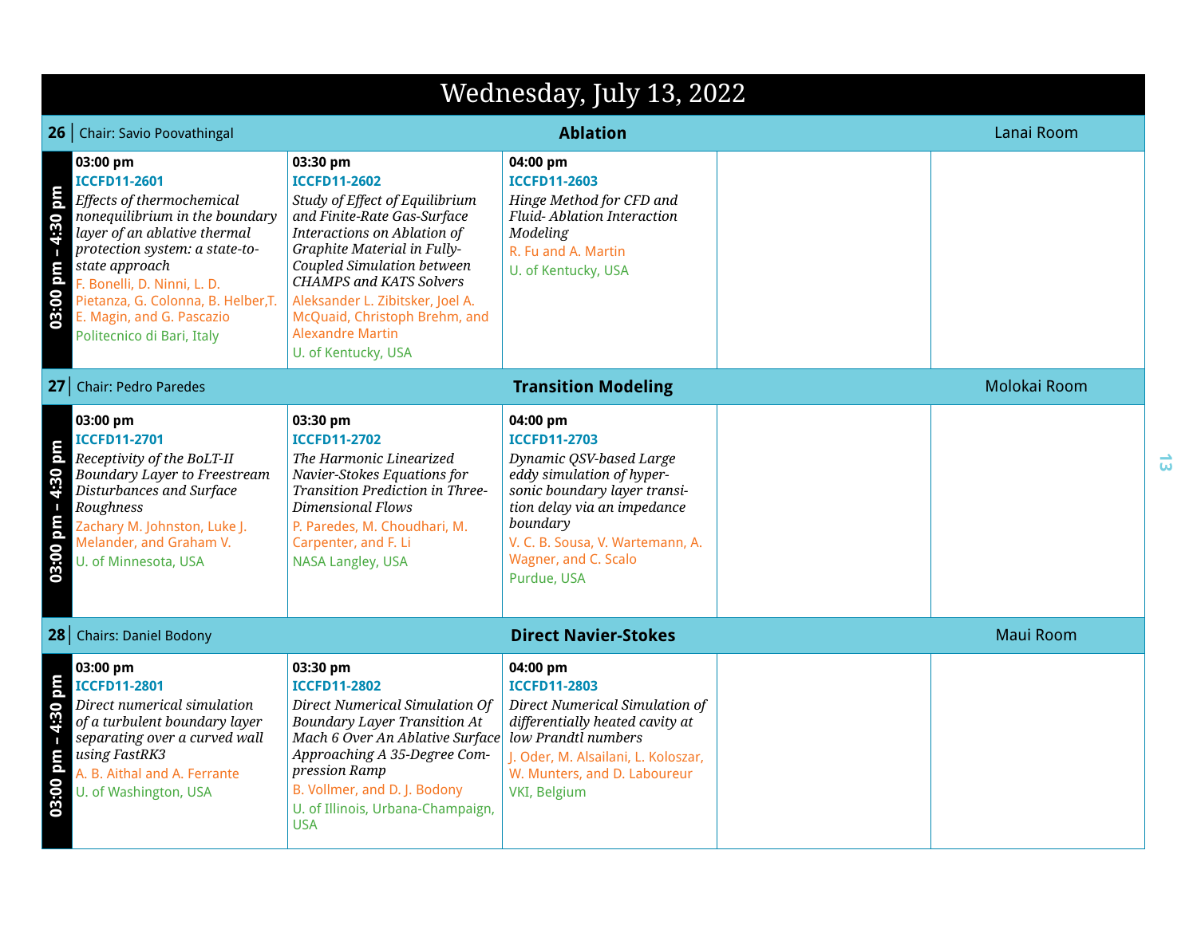# Wednesday, July 13, 2022

## 26 | Chair: Savio Poovathingal — Ablation — Lanai Room

**03:00 pm – 4:30 pm**

| 03:00 pm | 03:30 pm | 04:00 pm | | |
|---|---|---|---|---|
| **ICCFD11-2601**<br>*Effects of thermochemical nonequilibrium in the boundary layer of an ablative thermal protection system: a state-to-state approach*<br>F. Bonelli, D. Ninni, L. D. Pietanza, G. Colonna, B. Helber,T. E. Magin, and G. Pascazio<br>Politecnico di Bari, Italy | **ICCFD11-2602**<br>*Study of Effect of Equilibrium and Finite-Rate Gas-Surface Interactions on Ablation of Graphite Material in Fully-Coupled Simulation between CHAMPS and KATS Solvers*<br>Aleksander L. Zibitsker, Joel A. McQuaid, Christoph Brehm, and Alexandre Martin<br>U. of Kentucky, USA | **ICCFD11-2603**<br>*Hinge Method for CFD and Fluid- Ablation Interaction Modeling*<br>R. Fu and A. Martin<br>U. of Kentucky, USA | | |

## 27 | Chair: Pedro Paredes — Transition Modeling — Molokai Room

**03:00 pm – 4:30 pm**

| 03:00 pm | 03:30 pm | 04:00 pm | | |
|---|---|---|---|---|
| **ICCFD11-2701**<br>*Receptivity of the BoLT-II Boundary Layer to Freestream Disturbances and Surface Roughness*<br>Zachary M. Johnston, Luke J. Melander, and Graham V.<br>U. of Minnesota, USA | **ICCFD11-2702**<br>*The Harmonic Linearized Navier-Stokes Equations for Transition Prediction in Three-Dimensional Flows*<br>P. Paredes, M. Choudhari, M. Carpenter, and F. Li<br>NASA Langley, USA | **ICCFD11-2703**<br>*Dynamic QSV-based Large eddy simulation of hyper-sonic boundary layer transi-tion delay via an impedance boundary*<br>V. C. B. Sousa, V. Wartemann, A. Wagner, and C. Scalo<br>Purdue, USA | | |

## 28 | Chairs: Daniel Bodony — Direct Navier-Stokes — Maui Room

**03:00 pm – 4:30 pm**

| 03:00 pm | 03:30 pm | 04:00 pm | | |
|---|---|---|---|---|
| **ICCFD11-2801**<br>*Direct numerical simulation of a turbulent boundary layer separating over a curved wall using FastRK3*<br>A. B. Aithal and A. Ferrante<br>U. of Washington, USA | **ICCFD11-2802**<br>*Direct Numerical Simulation Of Boundary Layer Transition At Mach 6 Over An Ablative Surface Approaching A 35-Degree Com-pression Ramp*<br>B. Vollmer, and D. J. Bodony<br>U. of Illinois, Urbana-Champaign, USA | **ICCFD11-2803**<br>*Direct Numerical Simulation of differentially heated cavity at low Prandtl numbers*<br>J. Oder, M. Alsailani, L. Koloszar, W. Munters, and D. Laboureur<br>VKI, Belgium | | |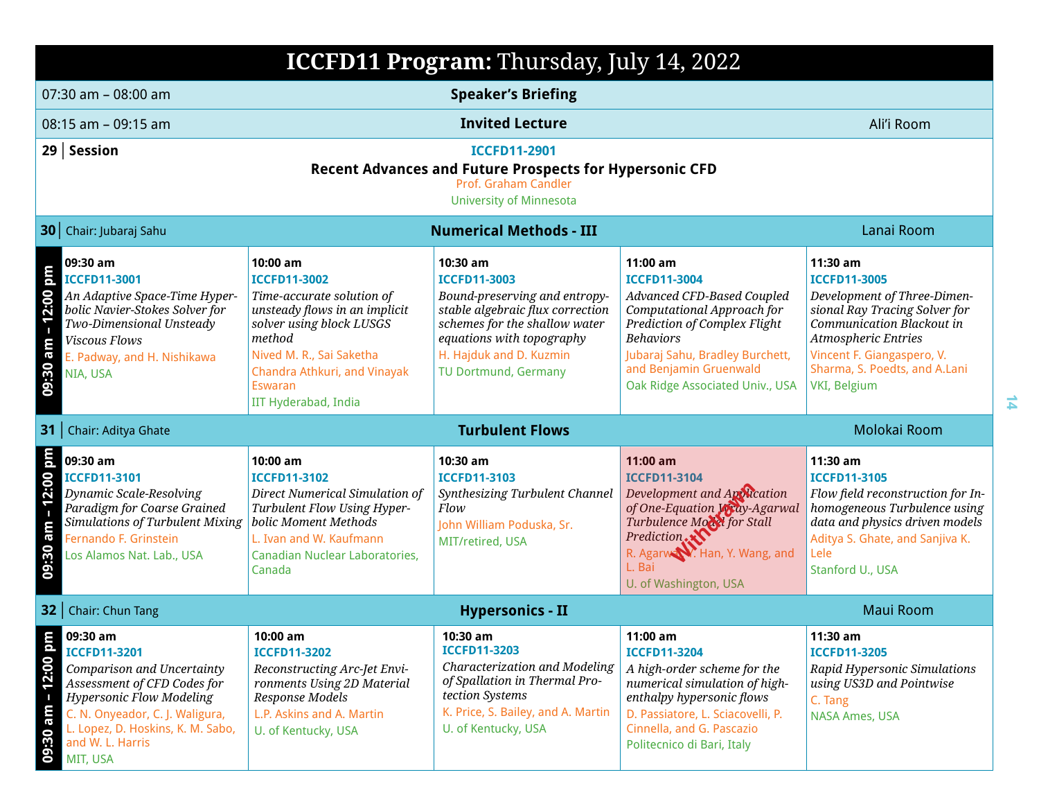# ICCFD11 Program: Thursday, July 14, 2022

| | | |
|---|---|---|
| 07:30 am – 08:00 am | **Speaker's Briefing** | |
| 08:15 am – 09:15 am | **Invited Lecture** | Ali'i Room |

**29 | Session**

ICCFD11-2901
**Recent Advances and Future Prospects for Hypersonic CFD**
Prof. Graham Candler
University of Minnesota

## 30 | Chair: Jubaraj Sahu — Numerical Methods - III — Lanai Room

**09:30 am – 12:00 pm**

| 09:30 am | 10:00 am | 10:30 am | 11:00 am | 11:30 am |
|---|---|---|---|---|
| ICCFD11-3001 | ICCFD11-3002 | ICCFD11-3003 | ICCFD11-3004 | ICCFD11-3005 |
| *An Adaptive Space-Time Hyperbolic Navier-Stokes Solver for Two-Dimensional Unsteady Viscous Flows* | *Time-accurate solution of unsteady flows in an implicit solver using block LUSGS method* | *Bound-preserving and entropy-stable algebraic flux correction schemes for the shallow water equations with topography* | *Advanced CFD-Based Coupled Computational Approach for Prediction of Complex Flight Behaviors* | *Development of Three-Dimensional Ray Tracing Solver for Communication Blackout in Atmospheric Entries* |
| E. Padway, and H. Nishikawa | Nived M. R., Sai Saketha Chandra Athkuri, and Vinayak Eswaran | H. Hajduk and D. Kuzmin | Jubaraj Sahu, Bradley Burchett, and Benjamin Gruenwald | Vincent F. Giangaspero, V. Sharma, S. Poedts, and A.Lani |
| NIA, USA | IIT Hyderabad, India | TU Dortmund, Germany | Oak Ridge Associated Univ., USA | VKI, Belgium |

## 31 | Chair: Aditya Ghate — Turbulent Flows — Molokai Room

**09:30 am – 12:00 pm**

| 09:30 am | 10:00 am | 10:30 am | 11:00 am (Withdrawn) | 11:30 am |
|---|---|---|---|---|
| ICCFD11-3101 | ICCFD11-3102 | ICCFD11-3103 | ICCFD11-3104 | ICCFD11-3105 |
| *Dynamic Scale-Resolving Paradigm for Coarse Grained Simulations of Turbulent Mixing* | *Direct Numerical Simulation of Turbulent Flow Using Hyperbolic Moment Methods* | *Synthesizing Turbulent Channel Flow* | *Development and Application of One-Equation Wray-Agarwal Turbulence Model for Stall Prediction* | *Flow field reconstruction for Inhomogeneous Turbulence using data and physics driven models* |
| Fernando F. Grinstein | L. Ivan and W. Kaufmann | John William Poduska, Sr. | R. Agarwal, Y. Han, Y. Wang, and L. Bai | Aditya S. Ghate, and Sanjiva K. Lele |
| Los Alamos Nat. Lab., USA | Canadian Nuclear Laboratories, Canada | MIT/retired, USA | U. of Washington, USA | Stanford U., USA |

## 32 | Chair: Chun Tang — Hypersonics - II — Maui Room

**09:30 am – 12:00 pm**

| 09:30 am | 10:00 am | 10:30 am | 11:00 am | 11:30 am |
|---|---|---|---|---|
| ICCFD11-3201 | ICCFD11-3202 | ICCFD11-3203 | ICCFD11-3204 | ICCFD11-3205 |
| *Comparison and Uncertainty Assessment of CFD Codes for Hypersonic Flow Modeling* | *Reconstructing Arc-Jet Environments Using 2D Material Response Models* | *Characterization and Modeling of Spallation in Thermal Protection Systems* | *A high-order scheme for the numerical simulation of high-enthalpy hypersonic flows* | *Rapid Hypersonic Simulations using US3D and Pointwise* |
| C. N. Onyeador, C. J. Waligura, L. Lopez, D. Hoskins, K. M. Sabo, and W. L. Harris | L.P. Askins and A. Martin | K. Price, S. Bailey, and A. Martin | D. Passiatore, L. Sciacovelli, P. Cinnella, and G. Pascazio | C. Tang |
| MIT, USA | U. of Kentucky, USA | U. of Kentucky, USA | Politecnico di Bari, Italy | NASA Ames, USA |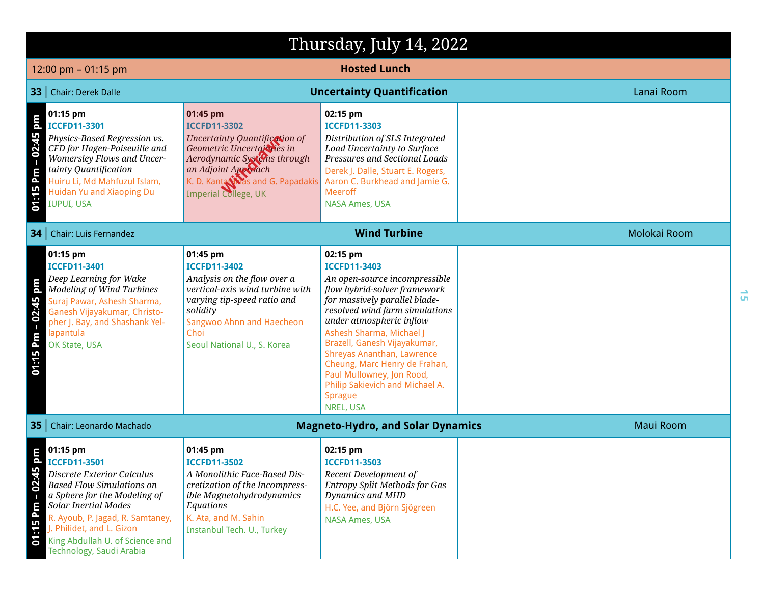# Thursday, July 14, 2022

**12:00 pm – 01:15 pm** — **Hosted Lunch**

## 33 | Chair: Derek Dalle — Uncertainty Quantification — Lanai Room

**01:15 Pm – 02:45 pm**

| 01:15 pm | 01:45 pm | 02:15 pm | | |
|---|---|---|---|---|
| **ICCFD11-3301** | **ICCFD11-3302** (Withdrawn) | **ICCFD11-3303** | | |
| *Physics-Based Regression vs. CFD for Hagen-Poiseuille and Womersley Flows and Uncertainty Quantification* | *Uncertainty Quantification of Geometric Uncertainties in Aerodynamic Systems through an Adjoint Approach* | *Distribution of SLS Integrated Load Uncertainty to Surface Pressures and Sectional Loads* | | |
| Huiru Li, Md Mahfuzul Islam, Huidan Yu and Xiaoping Du | K. D. Kantarakias and G. Papadakis | Derek J. Dalle, Stuart E. Rogers, Aaron C. Burkhead and Jamie G. Meeroff | | |
| IUPUI, USA | Imperial College, UK | NASA Ames, USA | | |

## 34 | Chair: Luis Fernandez — Wind Turbine — Molokai Room

**01:15 Pm – 02:45 pm**

| 01:15 pm | 01:45 pm | 02:15 pm | | |
|---|---|---|---|---|
| **ICCFD11-3401** | **ICCFD11-3402** | **ICCFD11-3403** | | |
| *Deep Learning for Wake Modeling of Wind Turbines* | *Analysis on the flow over a vertical-axis wind turbine with varying tip-speed ratio and solidity* | *An open-source incompressible flow hybrid-solver framework for massively parallel blade-resolved wind farm simulations under atmospheric inflow* | | |
| Suraj Pawar, Ashesh Sharma, Ganesh Vijayakumar, Christopher J. Bay, and Shashank Yellapantula | Sangwoo Ahnn and Haecheon Choi | Ashesh Sharma, Michael J Brazell, Ganesh Vijayakumar, Shreyas Ananthan, Lawrence Cheung, Marc Henry de Frahan, Paul Mullowney, Jon Rood, Philip Sakievich and Michael A. Sprague | | |
| OK State, USA | Seoul National U., S. Korea | NREL, USA | | |

## 35 | Chair: Leonardo Machado — Magneto-Hydro, and Solar Dynamics — Maui Room

**01:15 Pm – 02:45 pm**

| 01:15 pm | 01:45 pm | 02:15 pm | | |
|---|---|---|---|---|
| **ICCFD11-3501** | **ICCFD11-3502** | **ICCFD11-3503** | | |
| *Discrete Exterior Calculus Based Flow Simulations on a Sphere for the Modeling of Solar Inertial Modes* | *A Monolithic Face-Based Discretization of the Incompressible Magnetohydrodynamics Equations* | *Recent Development of Entropy Split Methods for Gas Dynamics and MHD* | | |
| R. Ayoub, P. Jagad, R. Samtaney, J. Philidet, and L. Gizon | K. Ata, and M. Sahin | H.C. Yee, and Björn Sjögreen | | |
| King Abdullah U. of Science and Technology, Saudi Arabia | Instanbul Tech. U., Turkey | NASA Ames, USA | | |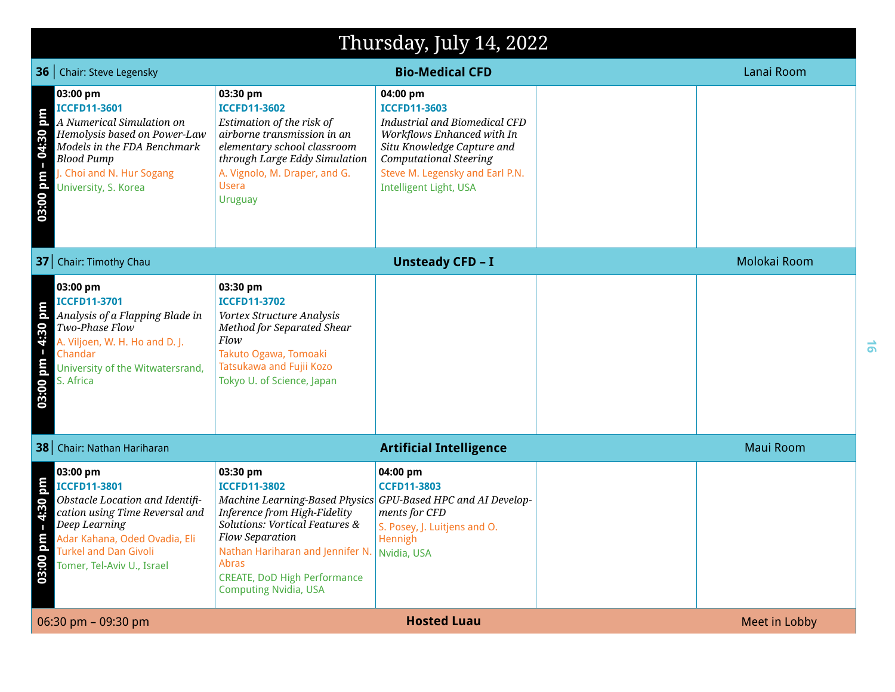# Thursday, July 14, 2022

## 36 | Chair: Steve Legensky — Bio-Medical CFD — Lanai Room

**03:00 pm – 04:30 pm**

| 03:00 pm | 03:30 pm | 04:00 pm | | |
|---|---|---|---|---|
| **ICCFD11-3601** | **ICCFD11-3602** | **ICCFD11-3603** | | |
| *A Numerical Simulation on Hemolysis based on Power-Law Models in the FDA Benchmark Blood Pump* | *Estimation of the risk of airborne transmission in an elementary school classroom through Large Eddy Simulation* | *Industrial and Biomedical CFD Workflows Enhanced with In Situ Knowledge Capture and Computational Steering* | | |
| J. Choi and N. Hur Sogang | A. Vignolo, M. Draper, and G. Usera | Steve M. Legensky and Earl P.N. | | |
| University, S. Korea | Uruguay | Intelligent Light, USA | | |

## 37 | Chair: Timothy Chau — Unsteady CFD – I — Molokai Room

**03:00 pm – 4:30 pm**

| 03:00 pm | 03:30 pm | | | |
|---|---|---|---|---|
| **ICCFD11-3701** | **ICCFD11-3702** | | | |
| *Analysis of a Flapping Blade in Two-Phase Flow* | *Vortex Structure Analysis Method for Separated Shear Flow* | | | |
| A. Viljoen, W. H. Ho and D. J. Chandar | Takuto Ogawa, Tomoaki Tatsukawa and Fujii Kozo | | | |
| University of the Witwatersrand, S. Africa | Tokyo U. of Science, Japan | | | |

## 38 | Chair: Nathan Hariharan — Artificial Intelligence — Maui Room

**03:00 pm – 4:30 pm**

| 03:00 pm | 03:30 pm | 04:00 pm | | |
|---|---|---|---|---|
| **ICCFD11-3801** | **ICCFD11-3802** | **CCFD11-3803** | | |
| *Obstacle Location and Identification using Time Reversal and Deep Learning* | *Machine Learning-Based Physics Inference from High-Fidelity Solutions: Vortical Features & Flow Separation* | *GPU-Based HPC and AI Developments for CFD* | | |
| Adar Kahana, Oded Ovadia, Eli Turkel and Dan Givoli | Nathan Hariharan and Jennifer N. Abras | S. Posey, J. Luitjens and O. Hennigh | | |
| Tomer, Tel-Aviv U., Israel | CREATE, DoD High Performance Computing Nvidia, USA | Nvidia, USA | | |

## 06:30 pm – 09:30 pm — Hosted Luau — Meet in Lobby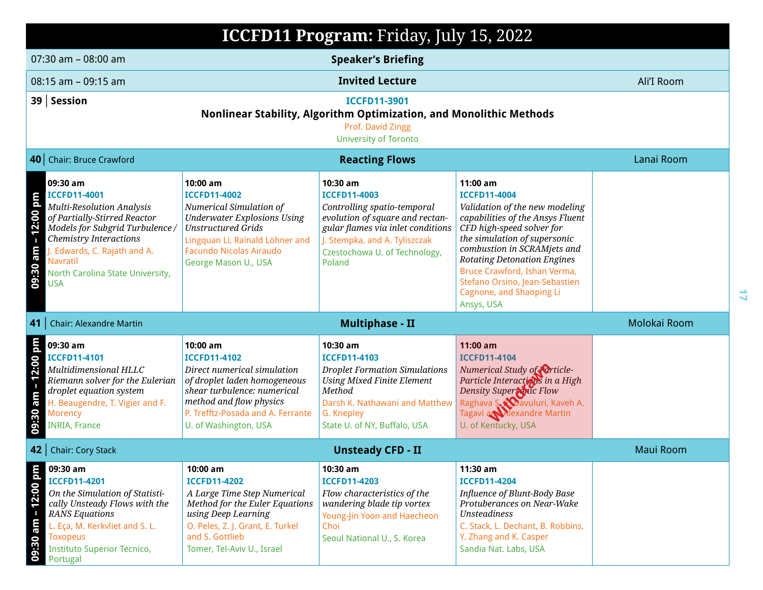# ICCFD11 Program: Friday, July 15, 2022

| | | |
|---|---|---|
| 07:30 am – 08:00 am | **Speaker's Briefing** | |
| 08:15 am – 09:15 am | **Invited Lecture** | Ali'I Room |

**39 | Session**

ICCFD11-3901
**Nonlinear Stability, Algorithm Optimization, and Monolithic Methods**
Prof. David Zingg
University of Toronto

## 40 | Chair: Bruce Crawford — Reacting Flows — Lanai Room

**09:30 am – 12:00 pm**

| 09:30 am | 10:00 am | 10:30 am | 11:00 am | |
|---|---|---|---|---|
| ICCFD11-4001 *Multi-Resolution Analysis of Partially-Stirred Reactor Models for Subgrid Turbulence / Chemistry Interactions* J. Edwards, C. Rajath and A. Navratil North Carolina State University, USA | ICCFD11-4002 *Numerical Simulation of Underwater Explosions Using Unstructured Grids* Lingquan Li, Rainald Löhner and Facundo Nicolas Airaudo George Mason U., USA | ICCFD11-4003 *Controlling spatio-temporal evolution of square and rectangular flames via inlet conditions* J. Stempka, and A. Tyliszczak Czestochowa U. of Technology, Poland | ICCFD11-4004 *Validation of the new modeling capabilities of the Ansys Fluent CFD high-speed solver for the simulation of supersonic combustion in SCRAMjets and Rotating Detonation Engines* Bruce Crawford, Ishan Verma, Stefano Orsino, Jean-Sebastien Cagnone, and Shaoping Li Ansys, USA | |

## 41 | Chair: Alexandre Martin — Multiphase - II — Molokai Room

**09:30 am – 12:00 pm**

| 09:30 am | 10:00 am | 10:30 am | 11:00 am | |
|---|---|---|---|---|
| ICCFD11-4101 *Multidimensional HLLC Riemann solver for the Eulerian droplet equation system* H. Beaugendre, T. Vigier and F. Morency INRIA, France | ICCFD11-4102 *Direct numerical simulation of droplet laden homogeneous shear turbulence: numerical method and flow physics* P. Trefftz-Posada and A. Ferrante U. of Washington, USA | ICCFD11-4103 *Droplet Formation Simulations Using Mixed Finite Element Method* Darsh K. Nathawani and Matthew G. Knepley State U. of NY, Buffalo, USA | **Withdrawn** ICCFD11-4104 *Numerical Study of Particle-Particle Interactions in a High Density Supersonic Flow* Raghava S. C. Davuluri, Kaveh A. Tagavi and Alexandre Martin U. of Kentucky, USA | |

## 42 | Chair: Cory Stack — Unsteady CFD - II — Maui Room

**09:30 am – 12:00 pm**

| 09:30 am | 10:00 am | 10:30 am | 11:30 am | |
|---|---|---|---|---|
| ICCFD11-4201 *On the Simulation of Statistically Unsteady Flows with the RANS Equations* L. Eça, M. Kerkvliet and S. L. Toxopeus Instituto Superior Tecnico, Portugal | ICCFD11-4202 *A Large Time Step Numerical Method for the Euler Equations using Deep Learning* O. Peles, Z. J. Grant, E. Turkel and S. Gottlieb Tomer, Tel-Aviv U., Israel | ICCFD11-4203 *Flow characteristics of the wandering blade tip vortex* Young-Jin Yoon and Haecheon Choi Seoul National U., S. Korea | ICCFD11-4204 *Influence of Blunt-Body Base Protuberances on Near-Wake Unsteadiness* C. Stack, L. Dechant, B. Robbins, Y. Zhang and K. Casper Sandia Nat. Labs, USA | |